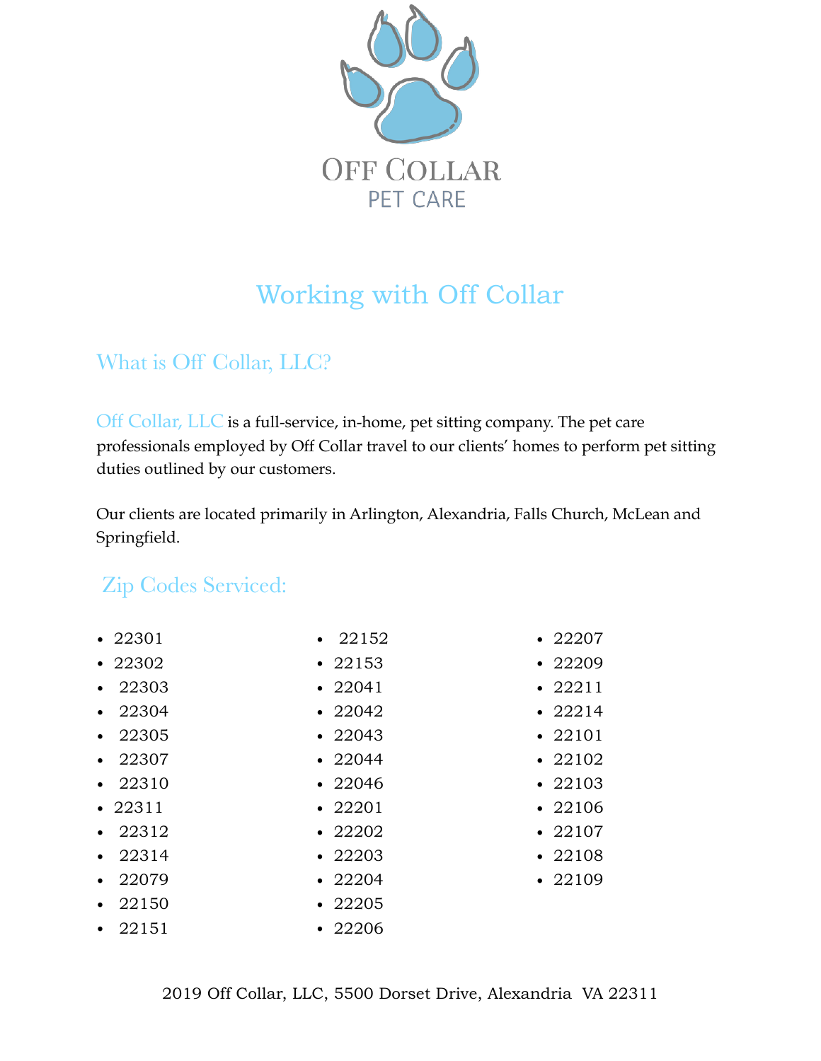OFF COLLAR
PET CARE

# Working with Off Collar

## What is Off Collar, LLC?

Off Collar, LLC is a full-service, in-home, pet sitting company. The pet care professionals employed by Off Collar travel to our clients' homes to perform pet sitting duties outlined by our customers.

Our clients are located primarily in Arlington, Alexandria, Falls Church, McLean and Springfield.

## Zip Codes Serviced:

- 22301
- 22302
- 22303
- 22304
- 22305
- 22307
- 22310
- 22311
- 22312
- 22314
- 22079
- 22150
- 22151
- 22152
- 22153
- 22041
- 22042
- 22043
- 22044
- 22046
- 22201
- 22202
- 22203
- 22204
- 22205
- 22206
- 22207
- 22209
- 22211
- 22214
- 22101
- 22102
- 22103
- 22106
- 22107
- 22108
- 22109

2019 Off Collar, LLC, 5500 Dorset Drive, Alexandria VA 22311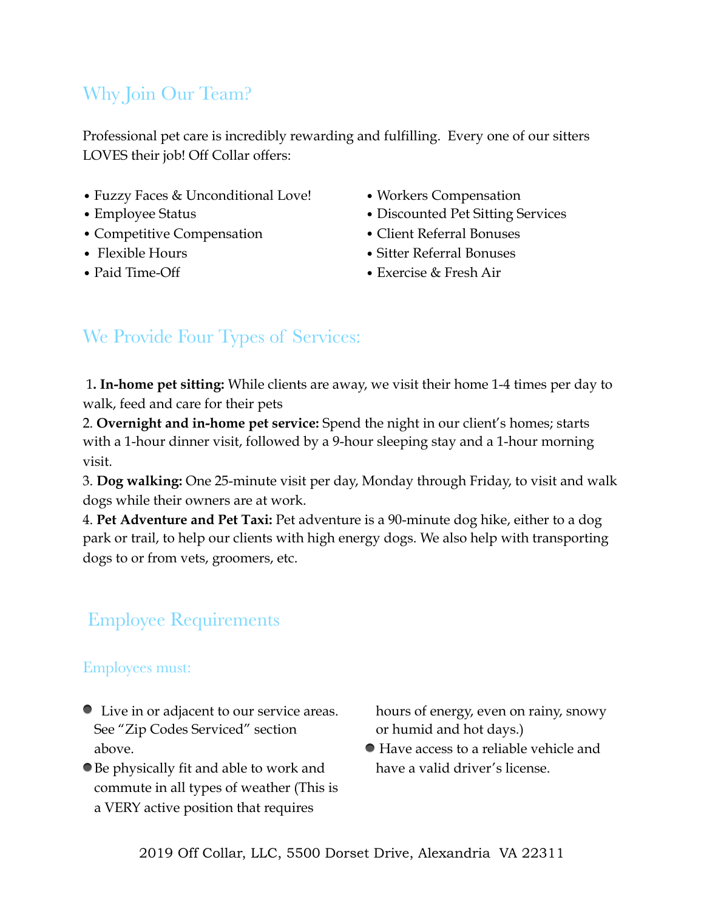## Why Join Our Team?

Professional pet care is incredibly rewarding and fulfilling. Every one of our sitters LOVES their job! Off Collar offers:

- Fuzzy Faces & Unconditional Love!
- Employee Status
- Competitive Compensation
- Flexible Hours
- Paid Time-Off
- Workers Compensation
- Discounted Pet Sitting Services
- Client Referral Bonuses
- Sitter Referral Bonuses
- Exercise & Fresh Air

## We Provide Four Types of Services:

1. **In-home pet sitting:** While clients are away, we visit their home 1-4 times per day to walk, feed and care for their pets
2. **Overnight and in-home pet service:** Spend the night in our client's homes; starts with a 1-hour dinner visit, followed by a 9-hour sleeping stay and a 1-hour morning visit.
3. **Dog walking:** One 25-minute visit per day, Monday through Friday, to visit and walk dogs while their owners are at work.
4. **Pet Adventure and Pet Taxi:** Pet adventure is a 90-minute dog hike, either to a dog park or trail, to help our clients with high energy dogs. We also help with transporting dogs to or from vets, groomers, etc.

## Employee Requirements

### Employees must:

- Live in or adjacent to our service areas. See "Zip Codes Serviced" section above.
- Be physically fit and able to work and commute in all types of weather (This is a VERY active position that requires hours of energy, even on rainy, snowy or humid and hot days.)
- Have access to a reliable vehicle and have a valid driver's license.

2019 Off Collar, LLC, 5500 Dorset Drive, Alexandria VA 22311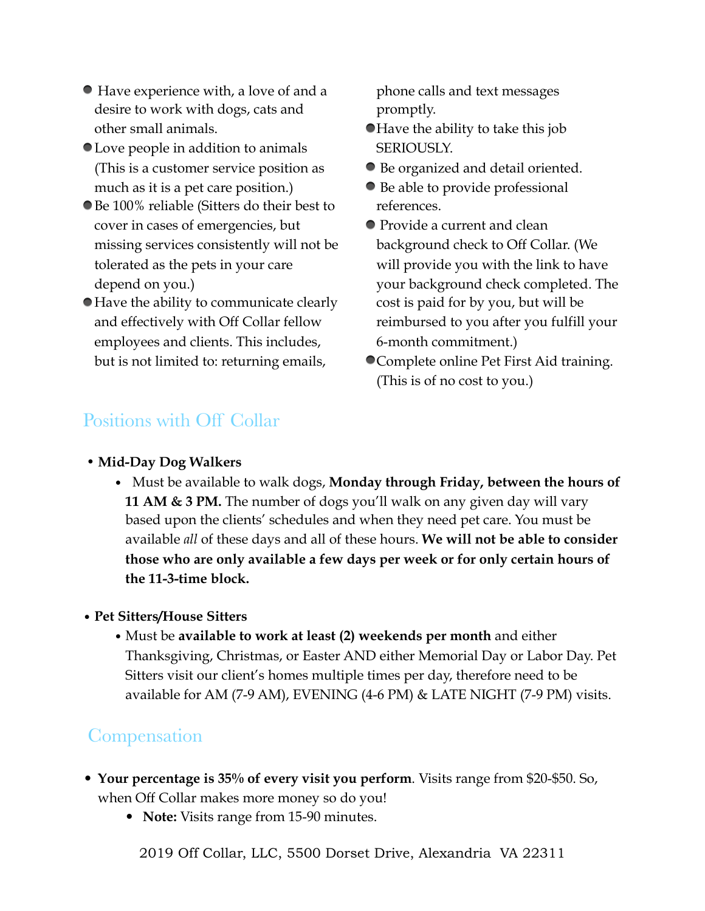- Have experience with, a love of and a desire to work with dogs, cats and other small animals.
- Love people in addition to animals (This is a customer service position as much as it is a pet care position.)
- Be 100% reliable (Sitters do their best to cover in cases of emergencies, but missing services consistently will not be tolerated as the pets in your care depend on you.)
- Have the ability to communicate clearly and effectively with Off Collar fellow employees and clients. This includes, but is not limited to: returning emails, phone calls and text messages promptly.
- Have the ability to take this job SERIOUSLY.
- Be organized and detail oriented.
- Be able to provide professional references.
- Provide a current and clean background check to Off Collar. (We will provide you with the link to have your background check completed. The cost is paid for by you, but will be reimbursed to you after you fulfill your 6-month commitment.)
- Complete online Pet First Aid training. (This is of no cost to you.)

## Positions with Off Collar

- **Mid-Day Dog Walkers**
  - Must be available to walk dogs, **Monday through Friday, between the hours of 11 AM & 3 PM.** The number of dogs you'll walk on any given day will vary based upon the clients' schedules and when they need pet care. You must be available *all* of these days and all of these hours. **We will not be able to consider those who are only available a few days per week or for only certain hours of the 11-3-time block.**

- **Pet Sitters/House Sitters**
  - Must be **available to work at least (2) weekends per month** and either Thanksgiving, Christmas, or Easter AND either Memorial Day or Labor Day. Pet Sitters visit our client's homes multiple times per day, therefore need to be available for AM (7-9 AM), EVENING (4-6 PM) & LATE NIGHT (7-9 PM) visits.

## Compensation

- **Your percentage is 35% of every visit you perform**. Visits range from $20-$50. So, when Off Collar makes more money so do you!
  - **Note:** Visits range from 15-90 minutes.

2019 Off Collar, LLC, 5500 Dorset Drive, Alexandria VA 22311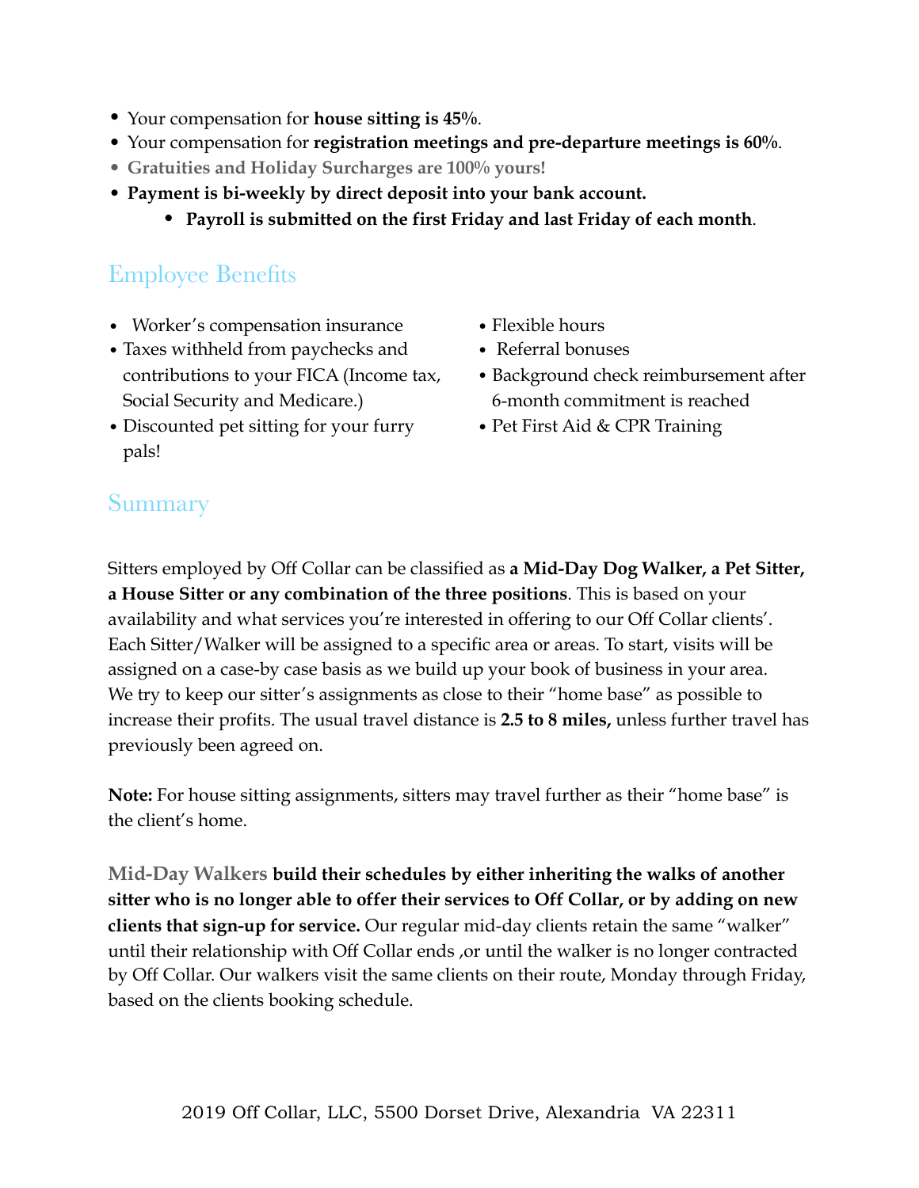- Your compensation for **house sitting is 45%**.
- Your compensation for **registration meetings and pre-departure meetings is 60%**.
- **Gratuities and Holiday Surcharges are 100% yours!**
- **Payment is bi-weekly by direct deposit into your bank account.**
    - **Payroll is submitted on the first Friday and last Friday of each month**.

## Employee Benefits

- Worker's compensation insurance
- Taxes withheld from paychecks and contributions to your FICA (Income tax, Social Security and Medicare.)
- Discounted pet sitting for your furry pals!
- Flexible hours
- Referral bonuses
- Background check reimbursement after 6-month commitment is reached
- Pet First Aid & CPR Training

## Summary

Sitters employed by Off Collar can be classified as **a Mid-Day Dog Walker, a Pet Sitter, a House Sitter or any combination of the three positions**. This is based on your availability and what services you're interested in offering to our Off Collar clients'. Each Sitter/Walker will be assigned to a specific area or areas. To start, visits will be assigned on a case-by case basis as we build up your book of business in your area. We try to keep our sitter's assignments as close to their "home base" as possible to increase their profits. The usual travel distance is **2.5 to 8 miles,** unless further travel has previously been agreed on.

**Note:** For house sitting assignments, sitters may travel further as their "home base" is the client's home.

**Mid-Day Walkers build their schedules by either inheriting the walks of another sitter who is no longer able to offer their services to Off Collar, or by adding on new clients that sign-up for service.** Our regular mid-day clients retain the same "walker" until their relationship with Off Collar ends ,or until the walker is no longer contracted by Off Collar. Our walkers visit the same clients on their route, Monday through Friday, based on the clients booking schedule.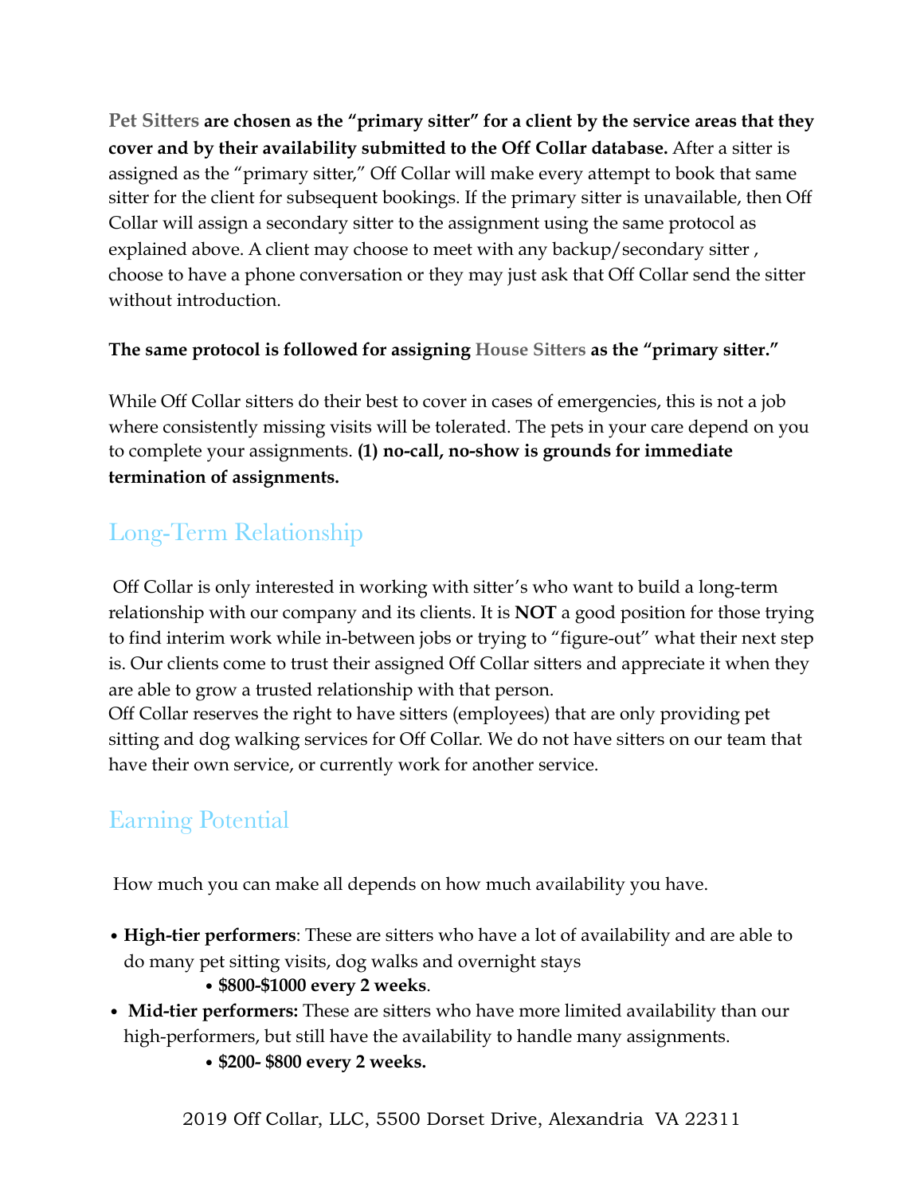**Pet Sitters are chosen as the "primary sitter" for a client by the service areas that they cover and by their availability submitted to the Off Collar database.** After a sitter is assigned as the "primary sitter," Off Collar will make every attempt to book that same sitter for the client for subsequent bookings. If the primary sitter is unavailable, then Off Collar will assign a secondary sitter to the assignment using the same protocol as explained above. A client may choose to meet with any backup/secondary sitter , choose to have a phone conversation or they may just ask that Off Collar send the sitter without introduction.

**The same protocol is followed for assigning House Sitters as the "primary sitter."**

While Off Collar sitters do their best to cover in cases of emergencies, this is not a job where consistently missing visits will be tolerated. The pets in your care depend on you to complete your assignments. **(1) no-call, no-show is grounds for immediate termination of assignments.**

## Long-Term Relationship

Off Collar is only interested in working with sitter's who want to build a long-term relationship with our company and its clients. It is **NOT** a good position for those trying to find interim work while in-between jobs or trying to "figure-out" what their next step is. Our clients come to trust their assigned Off Collar sitters and appreciate it when they are able to grow a trusted relationship with that person.
Off Collar reserves the right to have sitters (employees) that are only providing pet sitting and dog walking services for Off Collar. We do not have sitters on our team that have their own service, or currently work for another service.

## Earning Potential

How much you can make all depends on how much availability you have.

- **High-tier performers**: These are sitters who have a lot of availability and are able to do many pet sitting visits, dog walks and overnight stays
  - **$800-$1000 every 2 weeks**.
- **Mid-tier performers:** These are sitters who have more limited availability than our high-performers, but still have the availability to handle many assignments.
  - **$200- $800 every 2 weeks.**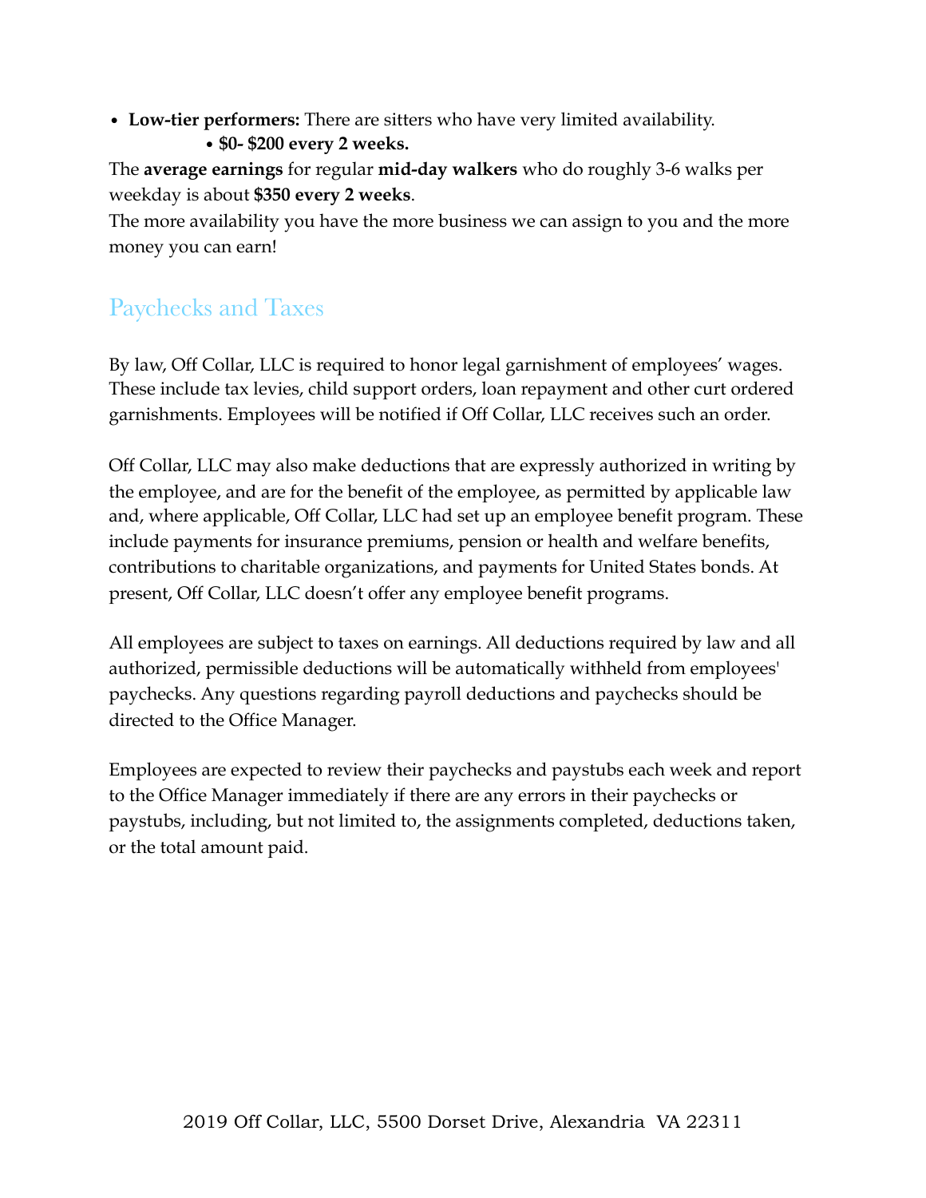- **Low-tier performers:** There are sitters who have very limited availability.
    - **$0- $200 every 2 weeks.**

The **average earnings** for regular **mid-day walkers** who do roughly 3-6 walks per weekday is about **$350 every 2 weeks**.

The more availability you have the more business we can assign to you and the more money you can earn!

## Paychecks and Taxes

By law, Off Collar, LLC is required to honor legal garnishment of employees' wages. These include tax levies, child support orders, loan repayment and other curt ordered garnishments. Employees will be notified if Off Collar, LLC receives such an order.

Off Collar, LLC may also make deductions that are expressly authorized in writing by the employee, and are for the benefit of the employee, as permitted by applicable law and, where applicable, Off Collar, LLC had set up an employee benefit program. These include payments for insurance premiums, pension or health and welfare benefits, contributions to charitable organizations, and payments for United States bonds. At present, Off Collar, LLC doesn't offer any employee benefit programs.

All employees are subject to taxes on earnings. All deductions required by law and all authorized, permissible deductions will be automatically withheld from employees' paychecks. Any questions regarding payroll deductions and paychecks should be directed to the Office Manager.

Employees are expected to review their paychecks and paystubs each week and report to the Office Manager immediately if there are any errors in their paychecks or paystubs, including, but not limited to, the assignments completed, deductions taken, or the total amount paid.